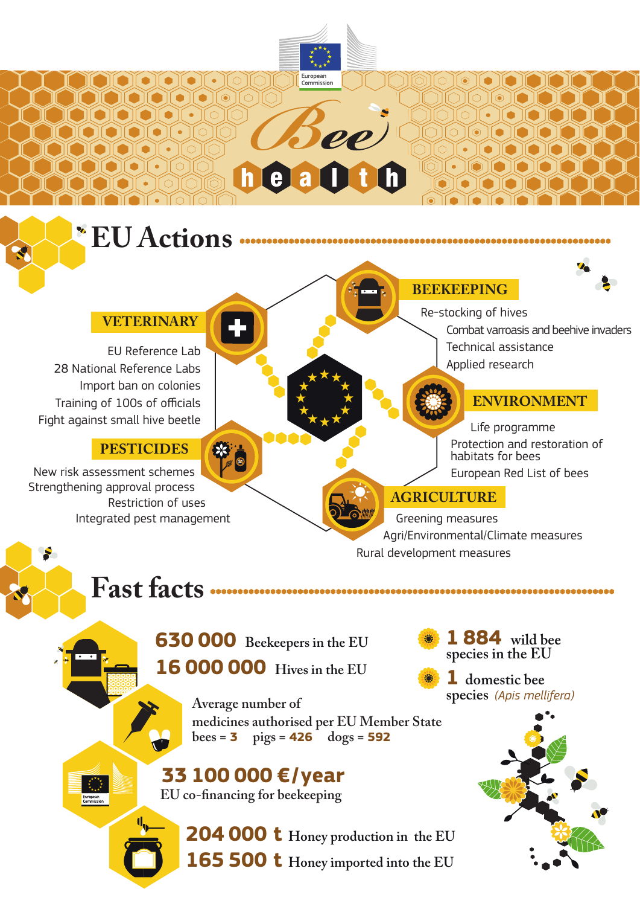# Bee health

## EU Actions

### VETERINARY

- EU Reference Lab
- 28 National Reference Labs
- Import ban on colonies
- Training of 100s of officials
- Fight against small hive beetle

### PESTICIDES

- New risk assessment schemes
- Strengthening approval process
- Restriction of uses
- Integrated pest management

### BEEKEEPING

- Re-stocking of hives
- Combat varroasis and beehive invaders
- Technical assistance
- Applied research

### ENVIRONMENT

- Life programme
- Protection and restoration of habitats for bees
- European Red List of bees

### AGRICULTURE

- Greening measures
- Agri/Environmental/Climate measures
- Rural development measures

## Fast facts

**630 000** Beekeepers in the EU

**16 000 000** Hives in the EU

**1 884** wild bee species in the EU

**1** domestic bee species *(Apis mellifera)*

Average number of medicines authorised per EU Member State
bees = **3** pigs = **426** dogs = **592**

**33 100 000 €/year**
EU co-financing for beekeeping

**204 000 t** Honey production in the EU

**165 500 t** Honey imported into the EU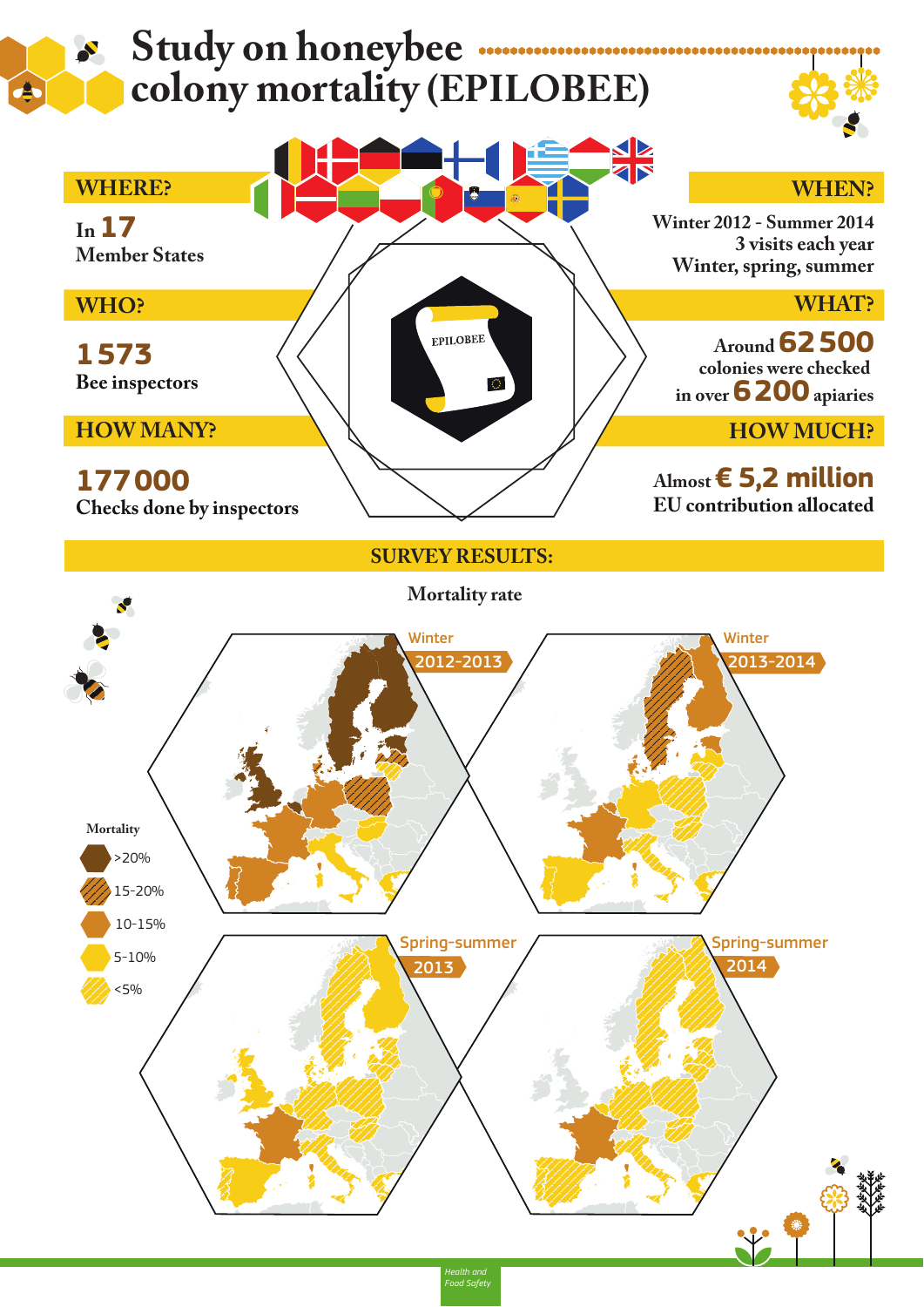# Study on honeybee colony mortality (EPILOBEE)

## WHERE?

In **17** Member States

## WHO?

**1 573**
Bee inspectors

## HOW MANY?

**177 000**
Checks done by inspectors

## WHEN?

Winter 2012 - Summer 2014
3 visits each year
Winter, spring, summer

## WHAT?

Around **62 500** colonies were checked in over **6 200** apiaries

## HOW MUCH?

Almost **€ 5,2 million** EU contribution allocated

EPILOBEE

## SURVEY RESULTS:

### Mortality rate

Winter 2012-2013

Winter 2013-2014

Spring-summer 2013

Spring-summer 2014

Mortality
>20%
15-20%
10-15%
5-10%
<5%

Health and Food Safety